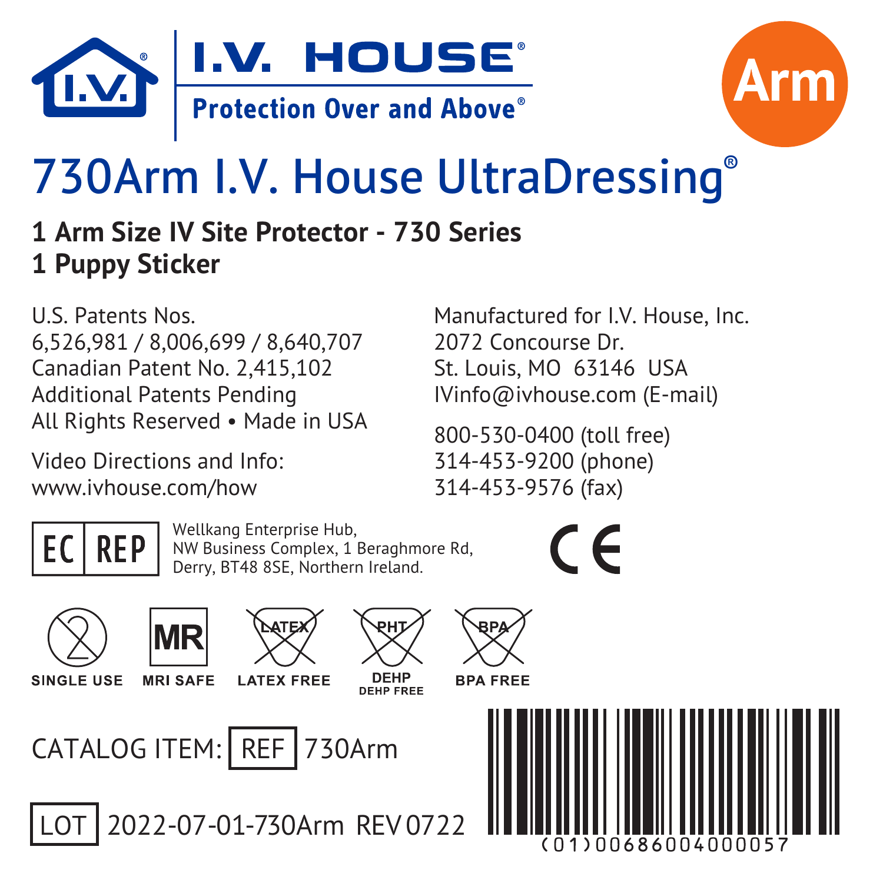I.V. HOUSE®

Protection Over and Above®

Arm

# 730Arm I.V. House UltraDressing®

**1 Arm Size IV Site Protector - 730 Series**
**1 Puppy Sticker**

U.S. Patents Nos.
6,526,981 / 8,006,699 / 8,640,707
Canadian Patent No. 2,415,102
Additional Patents Pending
All Rights Reserved • Made in USA

Video Directions and Info:
www.ivhouse.com/how

Manufactured for I.V. House, Inc.
2072 Concourse Dr.
St. Louis, MO 63146 USA
IVinfo@ivhouse.com (E-mail)

800-530-0400 (toll free)
314-453-9200 (phone)
314-453-9576 (fax)

EC REP Wellkang Enterprise Hub,
NW Business Complex, 1 Beraghmore Rd,
Derry, BT48 8SE, Northern Ireland.

CE

SINGLE USE | MRI SAFE | LATEX FREE | DEHP FREE | BPA FREE

CATALOG ITEM: REF 730Arm

LOT 2022-07-01-730Arm REV 0722

(01)00686004000057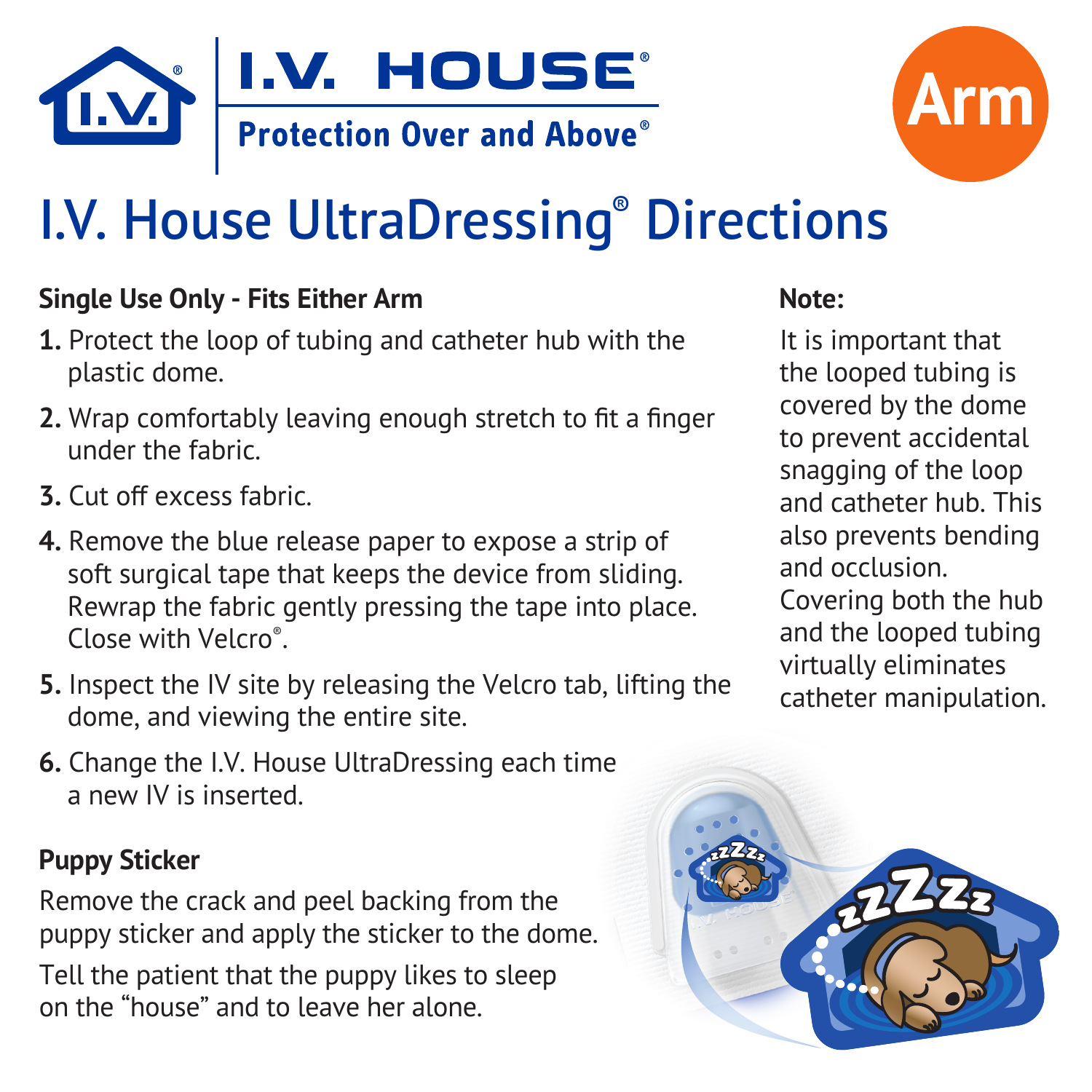I.V. HOUSE®

Protection Over and Above®

Arm

# I.V. House UltraDressing® Directions

**Single Use Only - Fits Either Arm**

1. Protect the loop of tubing and catheter hub with the plastic dome.
2. Wrap comfortably leaving enough stretch to fit a finger under the fabric.
3. Cut off excess fabric.
4. Remove the blue release paper to expose a strip of soft surgical tape that keeps the device from sliding. Rewrap the fabric gently pressing the tape into place. Close with Velcro®.
5. Inspect the IV site by releasing the Velcro tab, lifting the dome, and viewing the entire site.
6. Change the I.V. House UltraDressing each time a new IV is inserted.

**Note:**

It is important that the looped tubing is covered by the dome to prevent accidental snagging of the loop and catheter hub. This also prevents bending and occlusion. Covering both the hub and the looped tubing virtually eliminates catheter manipulation.

**Puppy Sticker**

Remove the crack and peel backing from the puppy sticker and apply the sticker to the dome.

Tell the patient that the puppy likes to sleep on the “house” and to leave her alone.